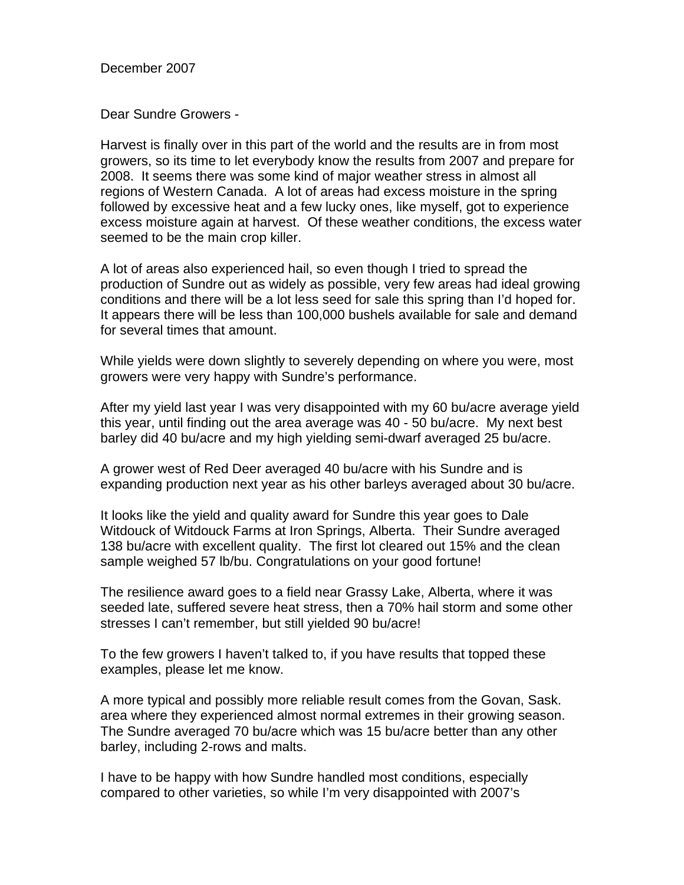December 2007

Dear Sundre Growers -

Harvest is finally over in this part of the world and the results are in from most growers, so its time to let everybody know the results from 2007 and prepare for 2008. It seems there was some kind of major weather stress in almost all regions of Western Canada. A lot of areas had excess moisture in the spring followed by excessive heat and a few lucky ones, like myself, got to experience excess moisture again at harvest. Of these weather conditions, the excess water seemed to be the main crop killer.

A lot of areas also experienced hail, so even though I tried to spread the production of Sundre out as widely as possible, very few areas had ideal growing conditions and there will be a lot less seed for sale this spring than I'd hoped for. It appears there will be less than 100,000 bushels available for sale and demand for several times that amount.

While yields were down slightly to severely depending on where you were, most growers were very happy with Sundre's performance.

After my yield last year I was very disappointed with my 60 bu/acre average yield this year, until finding out the area average was 40 - 50 bu/acre. My next best barley did 40 bu/acre and my high yielding semi-dwarf averaged 25 bu/acre.

A grower west of Red Deer averaged 40 bu/acre with his Sundre and is expanding production next year as his other barleys averaged about 30 bu/acre.

It looks like the yield and quality award for Sundre this year goes to Dale Witdouck of Witdouck Farms at Iron Springs, Alberta. Their Sundre averaged 138 bu/acre with excellent quality. The first lot cleared out 15% and the clean sample weighed 57 lb/bu. Congratulations on your good fortune!

The resilience award goes to a field near Grassy Lake, Alberta, where it was seeded late, suffered severe heat stress, then a 70% hail storm and some other stresses I can't remember, but still yielded 90 bu/acre!

To the few growers I haven't talked to, if you have results that topped these examples, please let me know.

A more typical and possibly more reliable result comes from the Govan, Sask. area where they experienced almost normal extremes in their growing season. The Sundre averaged 70 bu/acre which was 15 bu/acre better than any other barley, including 2-rows and malts.

I have to be happy with how Sundre handled most conditions, especially compared to other varieties, so while I'm very disappointed with 2007's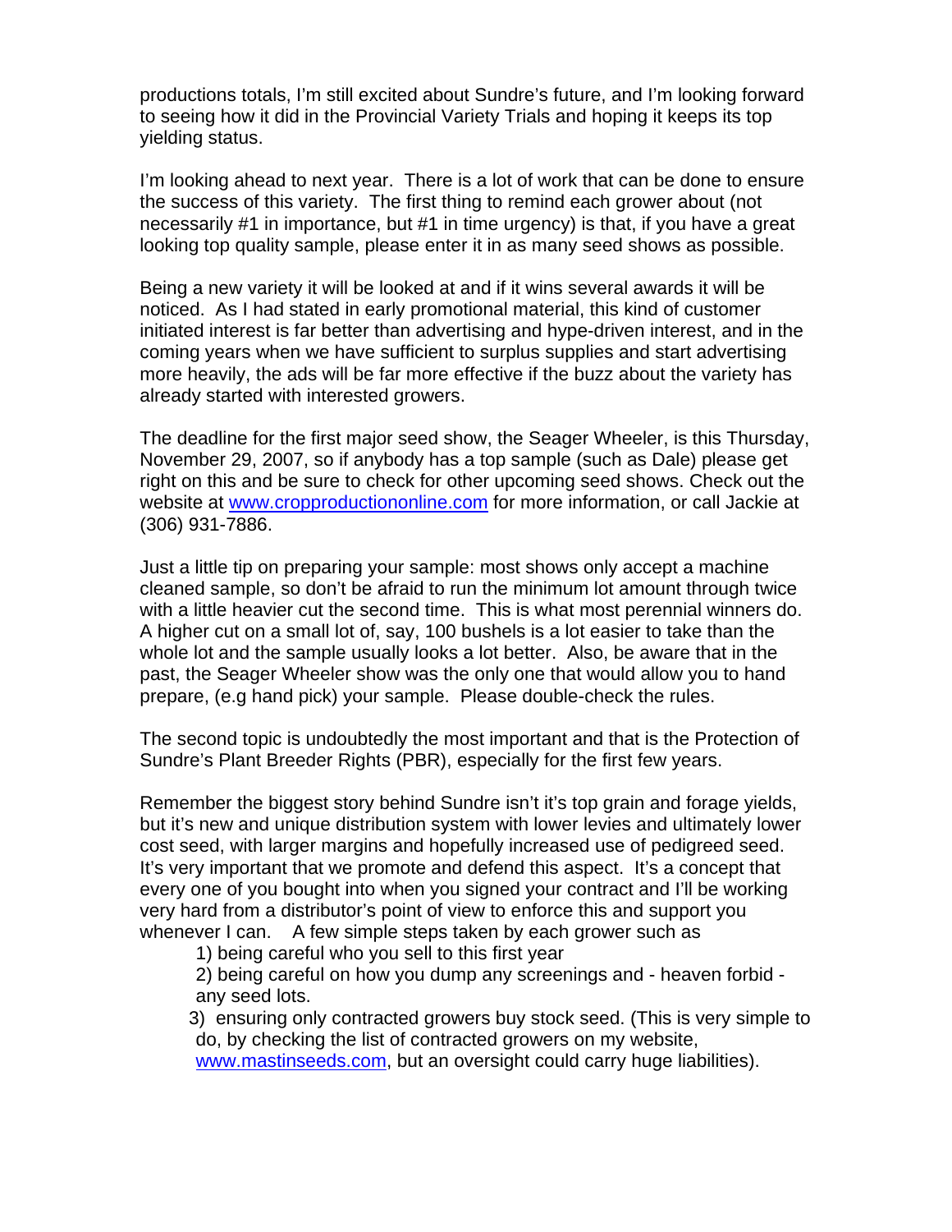productions totals, I'm still excited about Sundre's future, and I'm looking forward to seeing how it did in the Provincial Variety Trials and hoping it keeps its top yielding status.

I'm looking ahead to next year. There is a lot of work that can be done to ensure the success of this variety. The first thing to remind each grower about (not necessarily #1 in importance, but #1 in time urgency) is that, if you have a great looking top quality sample, please enter it in as many seed shows as possible.

Being a new variety it will be looked at and if it wins several awards it will be noticed. As I had stated in early promotional material, this kind of customer initiated interest is far better than advertising and hype-driven interest, and in the coming years when we have sufficient to surplus supplies and start advertising more heavily, the ads will be far more effective if the buzz about the variety has already started with interested growers.

The deadline for the first major seed show, the Seager Wheeler, is this Thursday, November 29, 2007, so if anybody has a top sample (such as Dale) please get right on this and be sure to check for other upcoming seed shows. Check out the website at www.cropproductiononline.com for more information, or call Jackie at (306) 931-7886.

Just a little tip on preparing your sample: most shows only accept a machine cleaned sample, so don't be afraid to run the minimum lot amount through twice with a little heavier cut the second time. This is what most perennial winners do. A higher cut on a small lot of, say, 100 bushels is a lot easier to take than the whole lot and the sample usually looks a lot better. Also, be aware that in the past, the Seager Wheeler show was the only one that would allow you to hand prepare, (e.g hand pick) your sample. Please double-check the rules.

The second topic is undoubtedly the most important and that is the Protection of Sundre's Plant Breeder Rights (PBR), especially for the first few years.

Remember the biggest story behind Sundre isn't it's top grain and forage yields, but it's new and unique distribution system with lower levies and ultimately lower cost seed, with larger margins and hopefully increased use of pedigreed seed. It's very important that we promote and defend this aspect. It's a concept that every one of you bought into when you signed your contract and I'll be working very hard from a distributor's point of view to enforce this and support you whenever I can. A few simple steps taken by each grower such as

1) being careful who you sell to this first year
2) being careful on how you dump any screenings and - heaven forbid - any seed lots.
3) ensuring only contracted growers buy stock seed. (This is very simple to do, by checking the list of contracted growers on my website, www.mastinseeds.com, but an oversight could carry huge liabilities).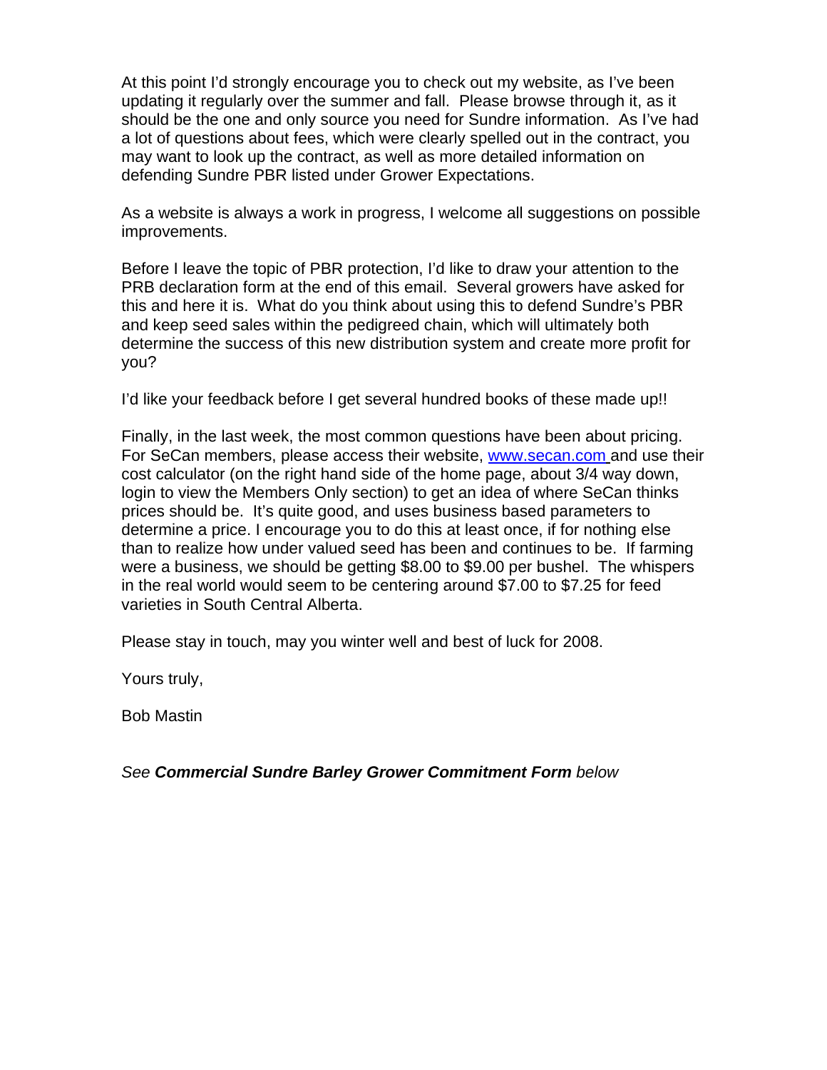At this point I'd strongly encourage you to check out my website, as I've been updating it regularly over the summer and fall. Please browse through it, as it should be the one and only source you need for Sundre information. As I've had a lot of questions about fees, which were clearly spelled out in the contract, you may want to look up the contract, as well as more detailed information on defending Sundre PBR listed under Grower Expectations.

As a website is always a work in progress, I welcome all suggestions on possible improvements.

Before I leave the topic of PBR protection, I'd like to draw your attention to the PRB declaration form at the end of this email. Several growers have asked for this and here it is. What do you think about using this to defend Sundre's PBR and keep seed sales within the pedigreed chain, which will ultimately both determine the success of this new distribution system and create more profit for you?

I'd like your feedback before I get several hundred books of these made up!!

Finally, in the last week, the most common questions have been about pricing. For SeCan members, please access their website, www.secan.com and use their cost calculator (on the right hand side of the home page, about 3/4 way down, login to view the Members Only section) to get an idea of where SeCan thinks prices should be. It's quite good, and uses business based parameters to determine a price. I encourage you to do this at least once, if for nothing else than to realize how under valued seed has been and continues to be. If farming were a business, we should be getting $8.00 to $9.00 per bushel. The whispers in the real world would seem to be centering around $7.00 to $7.25 for feed varieties in South Central Alberta.

Please stay in touch, may you winter well and best of luck for 2008.

Yours truly,

Bob Mastin

*See **Commercial Sundre Barley Grower Commitment Form** below*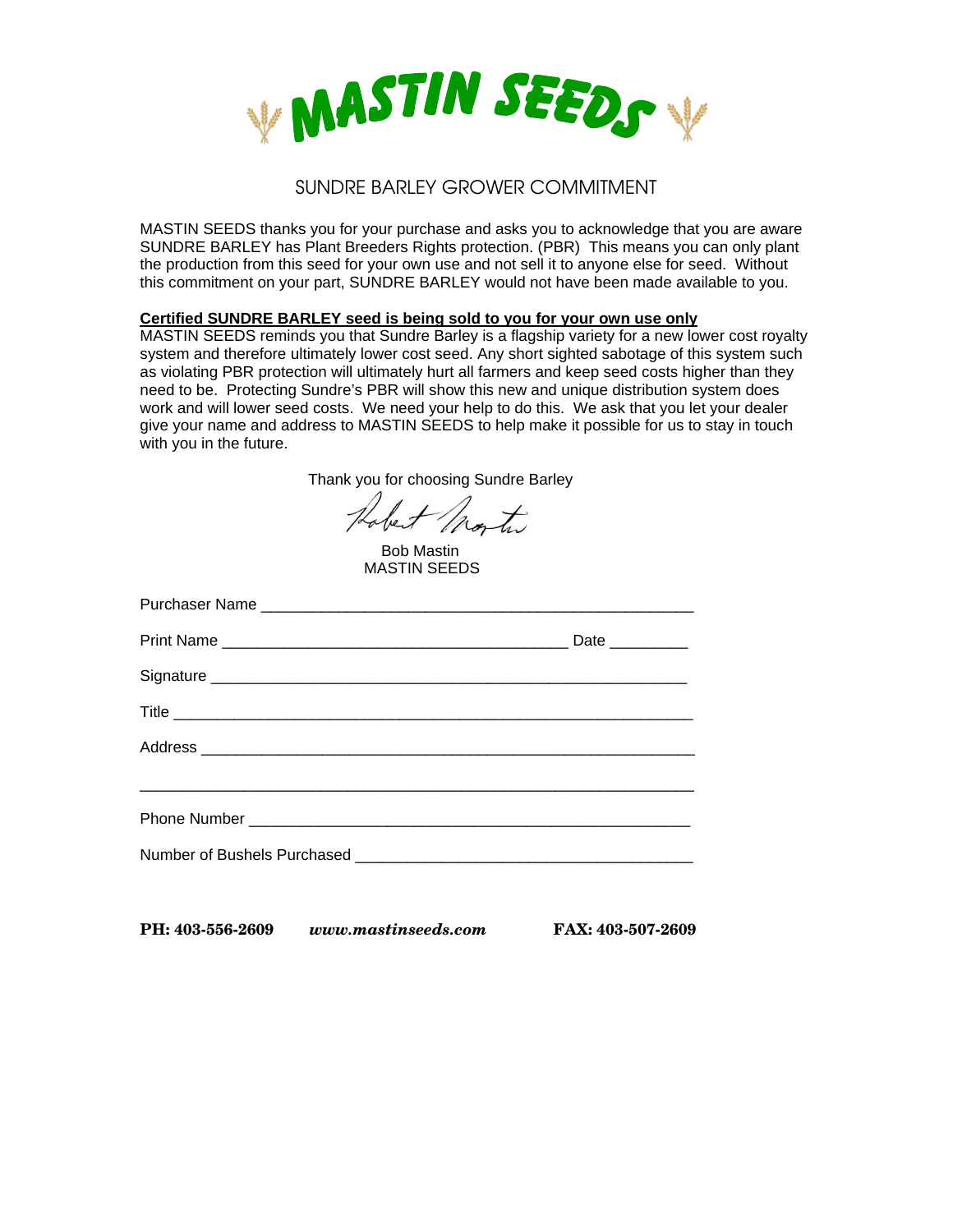# MASTIN SEEDS

## SUNDRE BARLEY GROWER COMMITMENT

MASTIN SEEDS thanks you for your purchase and asks you to acknowledge that you are aware SUNDRE BARLEY has Plant Breeders Rights protection. (PBR) This means you can only plant the production from this seed for your own use and not sell it to anyone else for seed. Without this commitment on your part, SUNDRE BARLEY would not have been made available to you.

**Certified SUNDRE BARLEY seed is being sold to you for your own use only**

MASTIN SEEDS reminds you that Sundre Barley is a flagship variety for a new lower cost royalty system and therefore ultimately lower cost seed. Any short sighted sabotage of this system such as violating PBR protection will ultimately hurt all farmers and keep seed costs higher than they need to be. Protecting Sundre's PBR will show this new and unique distribution system does work and will lower seed costs. We need your help to do this. We ask that you let your dealer give your name and address to MASTIN SEEDS to help make it possible for us to stay in touch with you in the future.

Thank you for choosing Sundre Barley

Bob Mastin
MASTIN SEEDS

Purchaser Name ______________________________________________

Print Name ____________________________________ Date _________

Signature _____________________________________________________

Title _________________________________________________________

Address ______________________________________________________

_____________________________________________________________

Phone Number _________________________________________________

Number of Bushels Purchased ____________________________________

**PH: 403-556-2609** ***www.mastinseeds.com*** **FAX: 403-507-2609**